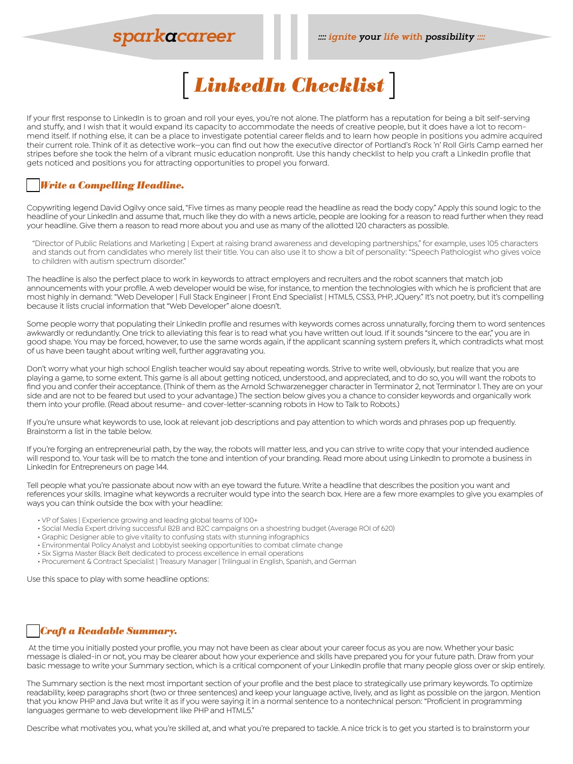sparkacareer

:::: ignite your life with possibility ::::

# [ LinkedIn Checklist ]

If your first response to LinkedIn is to groan and roll your eyes, you're not alone. The platform has a reputation for being a bit self-serving and stuffy, and I wish that it would expand its capacity to accommodate the needs of creative people, but it does have a lot to recommend itself. If nothing else, it can be a place to investigate potential career fields and to learn how people in positions you admire acquired their current role. Think of it as detective work—you can find out how the executive director of Portland's Rock 'n' Roll Girls Camp earned her stripes before she took the helm of a vibrant music education nonprofit. Use this handy checklist to help you craft a LinkedIn profile that gets noticed and positions you for attracting opportunities to propel you forward.

## ☐ *Write a Compelling Headline.*

Copywriting legend David Ogilvy once said, "Five times as many people read the headline as read the body copy." Apply this sound logic to the headline of your LinkedIn and assume that, much like they do with a news article, people are looking for a reason to read further when they read your headline. Give them a reason to read more about you and use as many of the allotted 120 characters as possible.

> "Director of Public Relations and Marketing | Expert at raising brand awareness and developing partnerships," for example, uses 105 characters and stands out from candidates who merely list their title. You can also use it to show a bit of personality: "Speech Pathologist who gives voice to children with autism spectrum disorder."

The headline is also the perfect place to work in keywords to attract employers and recruiters and the robot scanners that match job announcements with your profile. A web developer would be wise, for instance, to mention the technologies with which he is proficient that are most highly in demand: "Web Developer | Full Stack Engineer | Front End Specialist | HTML5, CSS3, PHP, JQuery." It's not poetry, but it's compelling because it lists crucial information that "Web Developer" alone doesn't.

Some people worry that populating their LinkedIn profile and resumes with keywords comes across unnaturally, forcing them to word sentences awkwardly or redundantly. One trick to alleviating this fear is to read what you have written out loud. If it sounds "sincere to the ear," you are in good shape. You may be forced, however, to use the same words again, if the applicant scanning system prefers it, which contradicts what most of us have been taught about writing well, further aggravating you.

Don't worry what your high school English teacher would say about repeating words. Strive to write well, obviously, but realize that you are playing a game, to some extent. This game is all about getting noticed, understood, and appreciated, and to do so, you will want the robots to find you and confer their acceptance. (Think of them as the Arnold Schwarzenegger character in Terminator 2, not Terminator 1. They are on your side and are not to be feared but used to your advantage.) The section below gives you a chance to consider keywords and organically work them into your profile. (Read about resume- and cover-letter-scanning robots in How to Talk to Robots.)

If you're unsure what keywords to use, look at relevant job descriptions and pay attention to which words and phrases pop up frequently. Brainstorm a list in the table below.

If you're forging an entrepreneurial path, by the way, the robots will matter less, and you can strive to write copy that your intended audience will respond to. Your task will be to match the tone and intention of your branding. Read more about using LinkedIn to promote a business in LinkedIn for Entrepreneurs on page 144.

Tell people what you're passionate about now with an eye toward the future. Write a headline that describes the position you want and references your skills. Imagine what keywords a recruiter would type into the search box. Here are a few more examples to give you examples of ways you can think outside the box with your headline:

- VP of Sales | Experience growing and leading global teams of 100+
- Social Media Expert driving successful B2B and B2C campaigns on a shoestring budget (Average ROI of 620)
- Graphic Designer able to give vitality to confusing stats with stunning infographics
- Environmental Policy Analyst and Lobbyist seeking opportunities to combat climate change
- Six Sigma Master Black Belt dedicated to process excellence in email operations
- Procurement & Contract Specialist | Treasury Manager | Trilingual in English, Spanish, and German

Use this space to play with some headline options:

## ☐ *Craft a Readable Summary.*

At the time you initially posted your profile, you may not have been as clear about your career focus as you are now. Whether your basic message is dialed-in or not, you may be clearer about how your experience and skills have prepared you for your future path. Draw from your basic message to write your Summary section, which is a critical component of your LinkedIn profile that many people gloss over or skip entirely.

The Summary section is the next most important section of your profile and the best place to strategically use primary keywords. To optimize readability, keep paragraphs short (two or three sentences) and keep your language active, lively, and as light as possible on the jargon. Mention that you know PHP and Java but write it as if you were saying it in a normal sentence to a nontechnical person: "Proficient in programming languages germane to web development like PHP and HTML5."

Describe what motivates you, what you're skilled at, and what you're prepared to tackle. A nice trick is to get you started is to brainstorm your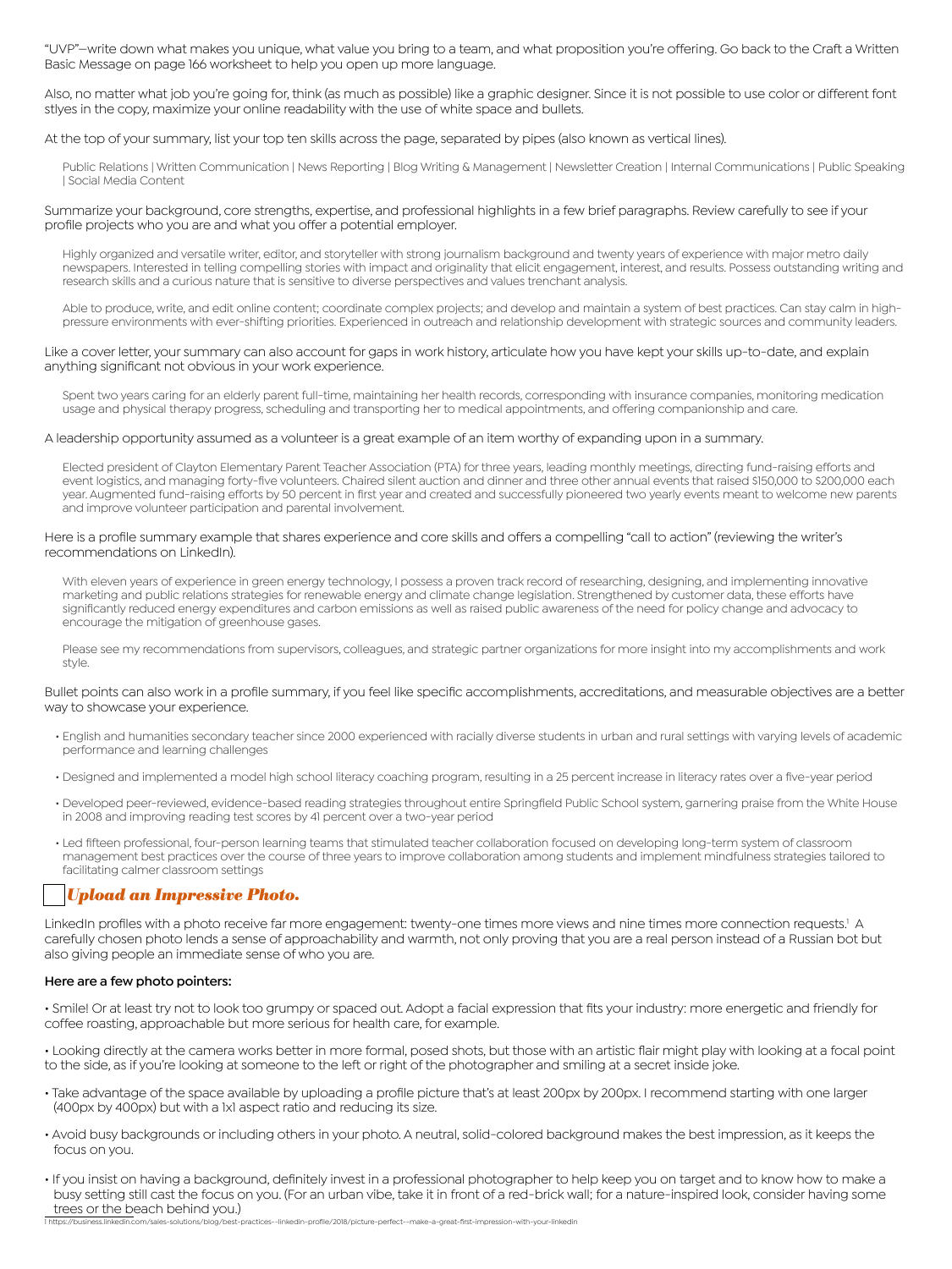"UVP"—write down what makes you unique, what value you bring to a team, and what proposition you're offering. Go back to the Craft a Written Basic Message on page 166 worksheet to help you open up more language.

Also, no matter what job you're going for, think (as much as possible) like a graphic designer. Since it is not possible to use color or different font stlyes in the copy, maximize your online readability with the use of white space and bullets.

At the top of your summary, list your top ten skills across the page, separated by pipes (also known as vertical lines).

> Public Relations | Written Communication | News Reporting | Blog Writing & Management | Newsletter Creation | Internal Communications | Public Speaking | Social Media Content

Summarize your background, core strengths, expertise, and professional highlights in a few brief paragraphs. Review carefully to see if your profile projects who you are and what you offer a potential employer.

> Highly organized and versatile writer, editor, and storyteller with strong journalism background and twenty years of experience with major metro daily newspapers. Interested in telling compelling stories with impact and originality that elicit engagement, interest, and results. Possess outstanding writing and research skills and a curious nature that is sensitive to diverse perspectives and values trenchant analysis.
>
> Able to produce, write, and edit online content; coordinate complex projects; and develop and maintain a system of best practices. Can stay calm in high-pressure environments with ever-shifting priorities. Experienced in outreach and relationship development with strategic sources and community leaders.

Like a cover letter, your summary can also account for gaps in work history, articulate how you have kept your skills up-to-date, and explain anything significant not obvious in your work experience.

> Spent two years caring for an elderly parent full-time, maintaining her health records, corresponding with insurance companies, monitoring medication usage and physical therapy progress, scheduling and transporting her to medical appointments, and offering companionship and care.

A leadership opportunity assumed as a volunteer is a great example of an item worthy of expanding upon in a summary.

> Elected president of Clayton Elementary Parent Teacher Association (PTA) for three years, leading monthly meetings, directing fund-raising efforts and event logistics, and managing forty-five volunteers. Chaired silent auction and dinner and three other annual events that raised $150,000 to $200,000 each year. Augmented fund-raising efforts by 50 percent in first year and created and successfully pioneered two yearly events meant to welcome new parents and improve volunteer participation and parental involvement.

Here is a profile summary example that shares experience and core skills and offers a compelling "call to action" (reviewing the writer's recommendations on LinkedIn).

> With eleven years of experience in green energy technology, I possess a proven track record of researching, designing, and implementing innovative marketing and public relations strategies for renewable energy and climate change legislation. Strengthened by customer data, these efforts have significantly reduced energy expenditures and carbon emissions as well as raised public awareness of the need for policy change and advocacy to encourage the mitigation of greenhouse gases.
>
> Please see my recommendations from supervisors, colleagues, and strategic partner organizations for more insight into my accomplishments and work style.

Bullet points can also work in a profile summary, if you feel like specific accomplishments, accreditations, and measurable objectives are a better way to showcase your experience.

- English and humanities secondary teacher since 2000 experienced with racially diverse students in urban and rural settings with varying levels of academic performance and learning challenges
- Designed and implemented a model high school literacy coaching program, resulting in a 25 percent increase in literacy rates over a five-year period
- Developed peer-reviewed, evidence-based reading strategies throughout entire Springfield Public School system, garnering praise from the White House in 2008 and improving reading test scores by 41 percent over a two-year period
- Led fifteen professional, four-person learning teams that stimulated teacher collaboration focused on developing long-term system of classroom management best practices over the course of three years to improve collaboration among students and implement mindfulness strategies tailored to facilitating calmer classroom settings

## ☐ *Upload an Impressive Photo.*

LinkedIn profiles with a photo receive far more engagement: twenty-one times more views and nine times more connection requests.[1] A carefully chosen photo lends a sense of approachability and warmth, not only proving that you are a real person instead of a Russian bot but also giving people an immediate sense of who you are.

**Here are a few photo pointers:**

- Smile! Or at least try not to look too grumpy or spaced out. Adopt a facial expression that fits your industry: more energetic and friendly for coffee roasting, approachable but more serious for health care, for example.
- Looking directly at the camera works better in more formal, posed shots, but those with an artistic flair might play with looking at a focal point to the side, as if you're looking at someone to the left or right of the photographer and smiling at a secret inside joke.
- Take advantage of the space available by uploading a profile picture that's at least 200px by 200px. I recommend starting with one larger (400px by 400px) but with a 1x1 aspect ratio and reducing its size.
- Avoid busy backgrounds or including others in your photo. A neutral, solid-colored background makes the best impression, as it keeps the focus on you.
- If you insist on having a background, definitely invest in a professional photographer to help keep you on target and to know how to make a busy setting still cast the focus on you. (For an urban vibe, take it in front of a red-brick wall; for a nature-inspired look, consider having some trees or the beach behind you.)

[1] https://business.linkedin.com/sales-solutions/blog/best-practices--linkedin-profile/2018/picture-perfect--make-a-great-first-impression-with-your-linkedin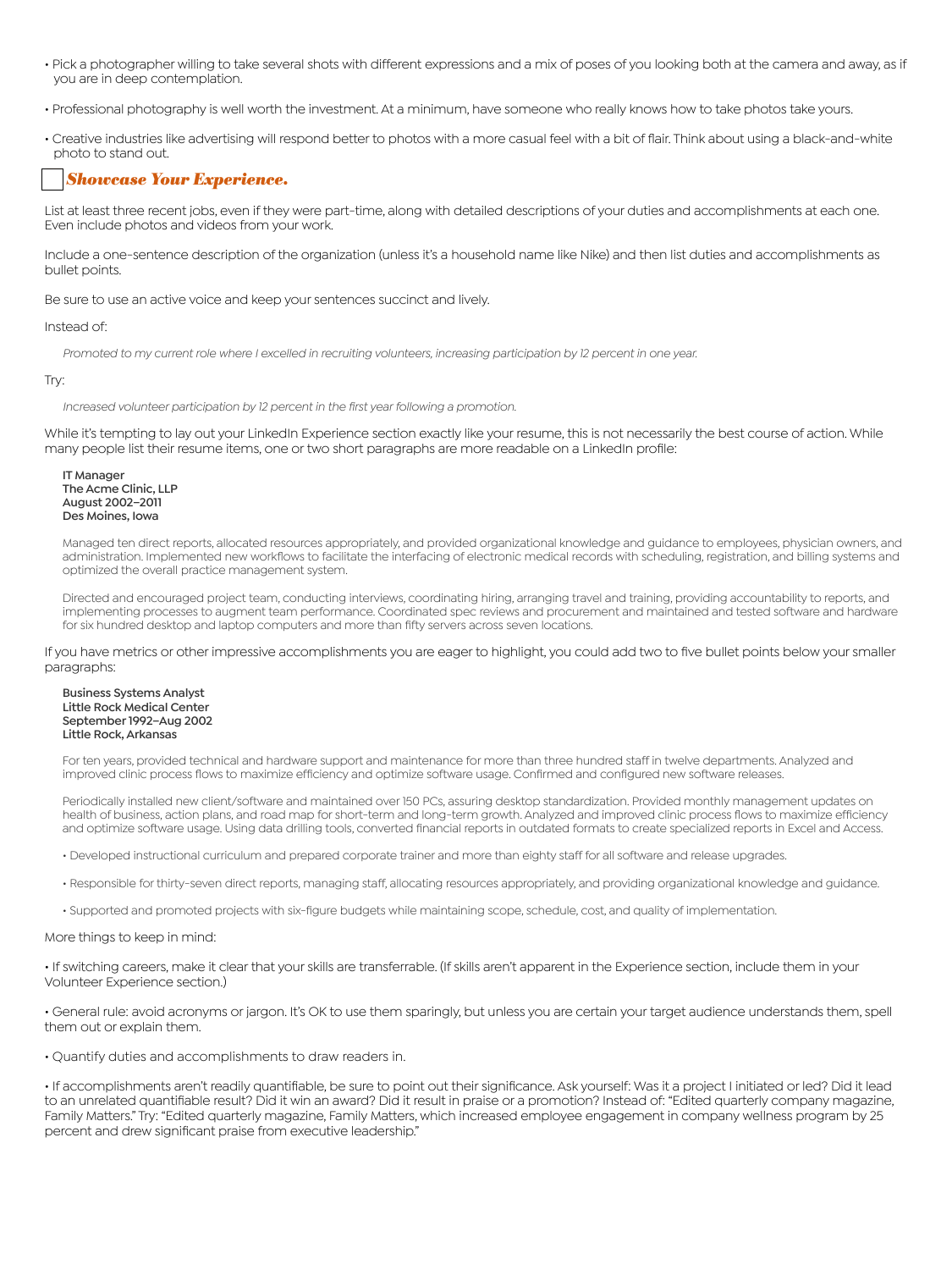- Pick a photographer willing to take several shots with different expressions and a mix of poses of you looking both at the camera and away, as if you are in deep contemplation.

- Professional photography is well worth the investment. At a minimum, have someone who really knows how to take photos take yours.

- Creative industries like advertising will respond better to photos with a more casual feel with a bit of flair. Think about using a black-and-white photo to stand out.

## ☐ *Showcase Your Experience.*

List at least three recent jobs, even if they were part-time, along with detailed descriptions of your duties and accomplishments at each one. Even include photos and videos from your work.

Include a one-sentence description of the organization (unless it's a household name like Nike) and then list duties and accomplishments as bullet points.

Be sure to use an active voice and keep your sentences succinct and lively.

Instead of:

> *Promoted to my current role where I excelled in recruiting volunteers, increasing participation by 12 percent in one year.*

Try:

> *Increased volunteer participation by 12 percent in the first year following a promotion.*

While it's tempting to lay out your LinkedIn Experience section exactly like your resume, this is not necessarily the best course of action. While many people list their resume items, one or two short paragraphs are more readable on a LinkedIn profile:

> **IT Manager**
> **The Acme Clinic, LLP**
> **August 2002–2011**
> **Des Moines, Iowa**
>
> Managed ten direct reports, allocated resources appropriately, and provided organizational knowledge and guidance to employees, physician owners, and administration. Implemented new workflows to facilitate the interfacing of electronic medical records with scheduling, registration, and billing systems and optimized the overall practice management system.
>
> Directed and encouraged project team, conducting interviews, coordinating hiring, arranging travel and training, providing accountability to reports, and implementing processes to augment team performance. Coordinated spec reviews and procurement and maintained and tested software and hardware for six hundred desktop and laptop computers and more than fifty servers across seven locations.

If you have metrics or other impressive accomplishments you are eager to highlight, you could add two to five bullet points below your smaller paragraphs:

> **Business Systems Analyst**
> **Little Rock Medical Center**
> **September 1992–Aug 2002**
> **Little Rock, Arkansas**
>
> For ten years, provided technical and hardware support and maintenance for more than three hundred staff in twelve departments. Analyzed and improved clinic process flows to maximize efficiency and optimize software usage. Confirmed and configured new software releases.
>
> Periodically installed new client/software and maintained over 150 PCs, assuring desktop standardization. Provided monthly management updates on health of business, action plans, and road map for short-term and long-term growth. Analyzed and improved clinic process flows to maximize efficiency and optimize software usage. Using data drilling tools, converted financial reports in outdated formats to create specialized reports in Excel and Access.
>
> - Developed instructional curriculum and prepared corporate trainer and more than eighty staff for all software and release upgrades.
> - Responsible for thirty-seven direct reports, managing staff, allocating resources appropriately, and providing organizational knowledge and guidance.
> - Supported and promoted projects with six-figure budgets while maintaining scope, schedule, cost, and quality of implementation.

More things to keep in mind:

- If switching careers, make it clear that your skills are transferrable. (If skills aren't apparent in the Experience section, include them in your Volunteer Experience section.)

- General rule: avoid acronyms or jargon. It's OK to use them sparingly, but unless you are certain your target audience understands them, spell them out or explain them.

- Quantify duties and accomplishments to draw readers in.

- If accomplishments aren't readily quantifiable, be sure to point out their significance. Ask yourself: Was it a project I initiated or led? Did it lead to an unrelated quantifiable result? Did it win an award? Did it result in praise or a promotion? Instead of: "Edited quarterly company magazine, Family Matters." Try: "Edited quarterly magazine, Family Matters, which increased employee engagement in company wellness program by 25 percent and drew significant praise from executive leadership."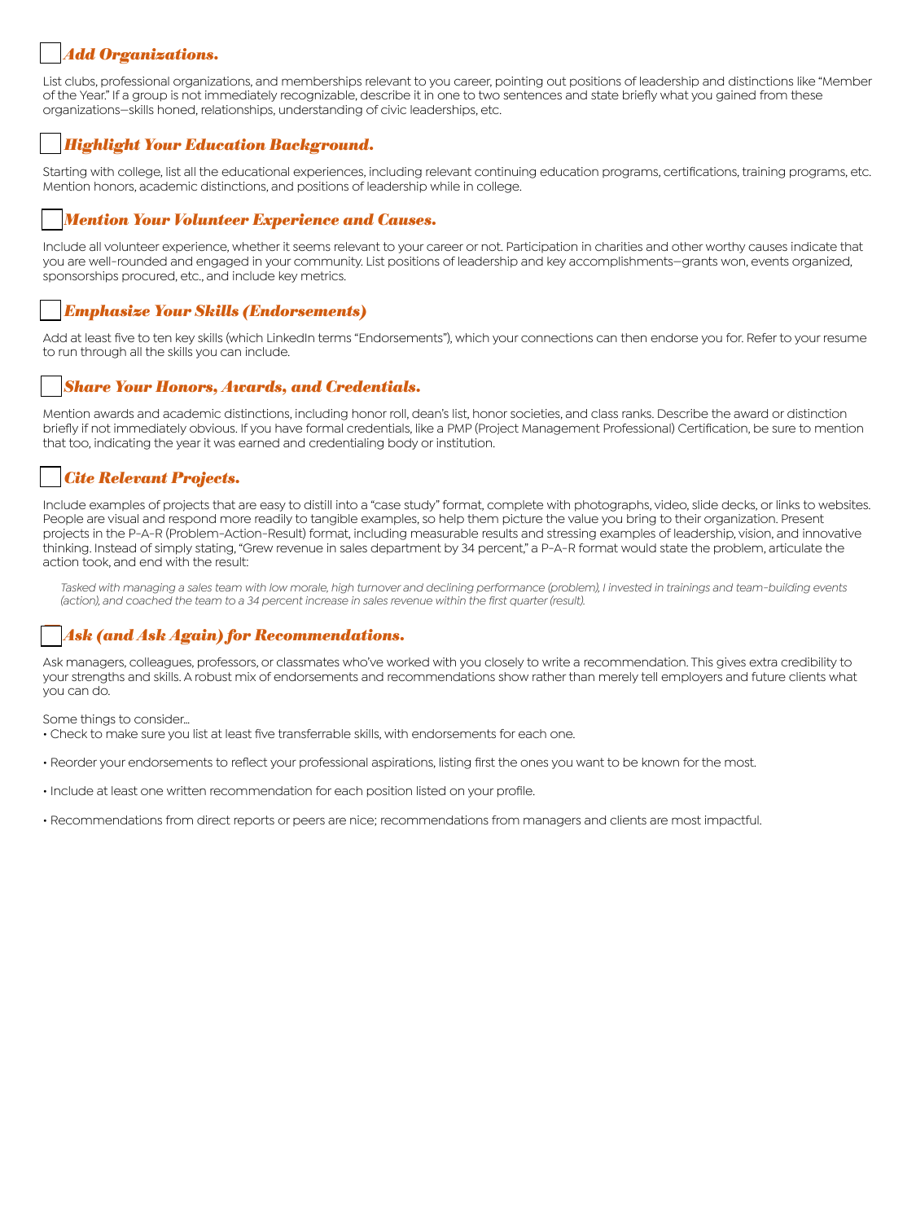## ☐ *Add Organizations.*

List clubs, professional organizations, and memberships relevant to you career, pointing out positions of leadership and distinctions like "Member of the Year." If a group is not immediately recognizable, describe it in one to two sentences and state briefly what you gained from these organizations—skills honed, relationships, understanding of civic leaderships, etc.

## ☐ *Highlight Your Education Background.*

Starting with college, list all the educational experiences, including relevant continuing education programs, certifications, training programs, etc. Mention honors, academic distinctions, and positions of leadership while in college.

## ☐ *Mention Your Volunteer Experience and Causes.*

Include all volunteer experience, whether it seems relevant to your career or not. Participation in charities and other worthy causes indicate that you are well-rounded and engaged in your community. List positions of leadership and key accomplishments—grants won, events organized, sponsorships procured, etc., and include key metrics.

## ☐ *Emphasize Your Skills (Endorsements)*

Add at least five to ten key skills (which LinkedIn terms "Endorsements"), which your connections can then endorse you for. Refer to your resume to run through all the skills you can include.

## ☐ *Share Your Honors, Awards, and Credentials.*

Mention awards and academic distinctions, including honor roll, dean's list, honor societies, and class ranks. Describe the award or distinction briefly if not immediately obvious. If you have formal credentials, like a PMP (Project Management Professional) Certification, be sure to mention that too, indicating the year it was earned and credentialing body or institution.

## ☐ *Cite Relevant Projects.*

Include examples of projects that are easy to distill into a "case study" format, complete with photographs, video, slide decks, or links to websites. People are visual and respond more readily to tangible examples, so help them picture the value you bring to their organization. Present projects in the P-A-R (Problem-Action-Result) format, including measurable results and stressing examples of leadership, vision, and innovative thinking. Instead of simply stating, "Grew revenue in sales department by 34 percent," a P-A-R format would state the problem, articulate the action took, and end with the result:

> *Tasked with managing a sales team with low morale, high turnover and declining performance (problem), I invested in trainings and team-building events (action), and coached the team to a 34 percent increase in sales revenue within the first quarter (result).*

## ☐ *Ask (and Ask Again) for Recommendations.*

Ask managers, colleagues, professors, or classmates who've worked with you closely to write a recommendation. This gives extra credibility to your strengths and skills. A robust mix of endorsements and recommendations show rather than merely tell employers and future clients what you can do.

Some things to consider...

- Check to make sure you list at least five transferrable skills, with endorsements for each one.
- Reorder your endorsements to reflect your professional aspirations, listing first the ones you want to be known for the most.
- Include at least one written recommendation for each position listed on your profile.
- Recommendations from direct reports or peers are nice; recommendations from managers and clients are most impactful.